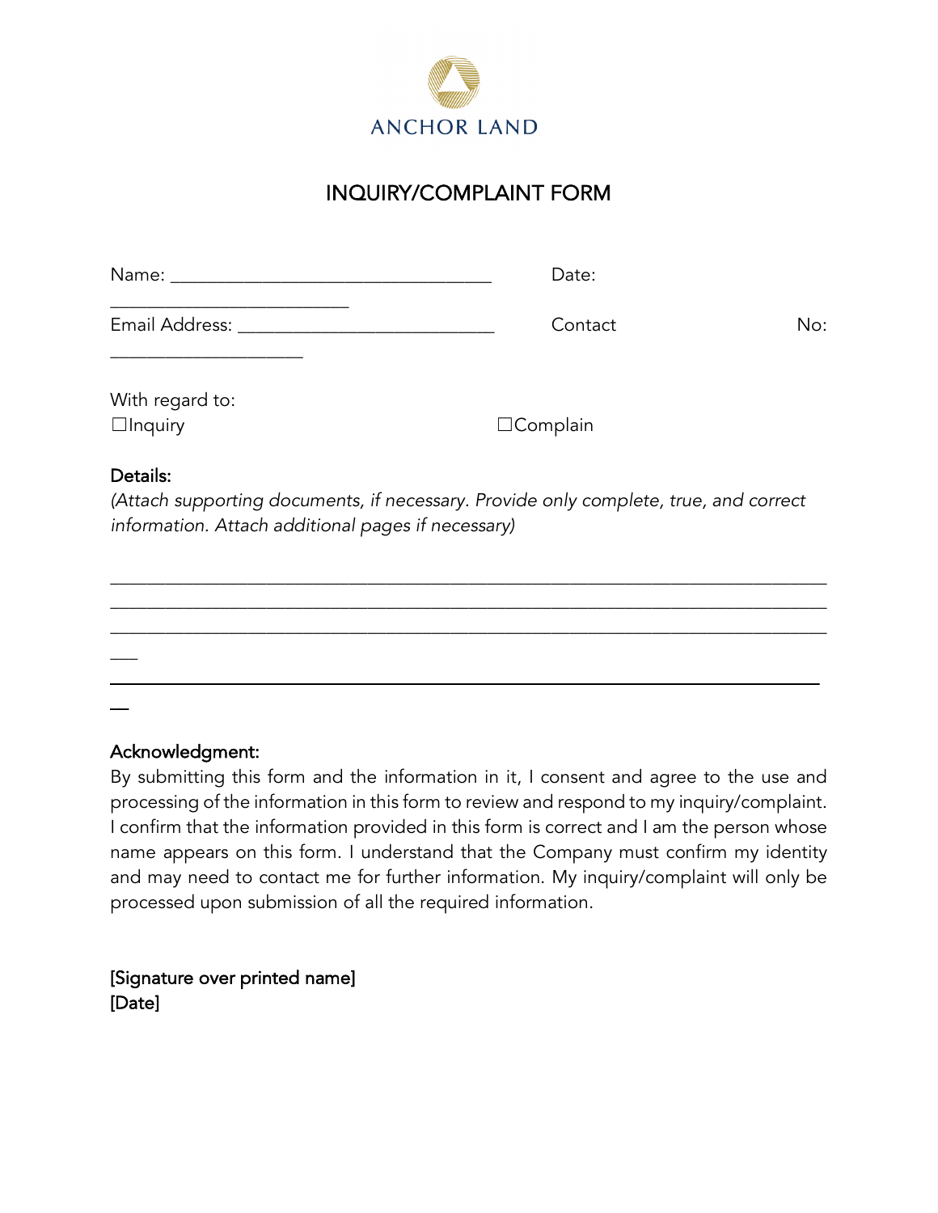ANCHOR LAND

# INQUIRY/COMPLAINT FORM

Name: ________________________________ Date: ________________________

Email Address: __________________________ Contact No: ___________________

With regard to:

☐Inquiry ☐Complain

**Details:**

*(Attach supporting documents, if necessary. Provide only complete, true, and correct information. Attach additional pages if necessary)*

_________________________________________________________________________
_________________________________________________________________________
_________________________________________________________________________
_________________________________________________________________________

**Acknowledgment:**

By submitting this form and the information in it, I consent and agree to the use and processing of the information in this form to review and respond to my inquiry/complaint. I confirm that the information provided in this form is correct and I am the person whose name appears on this form. I understand that the Company must confirm my identity and may need to contact me for further information. My inquiry/complaint will only be processed upon submission of all the required information.

**[Signature over printed name]**
**[Date]**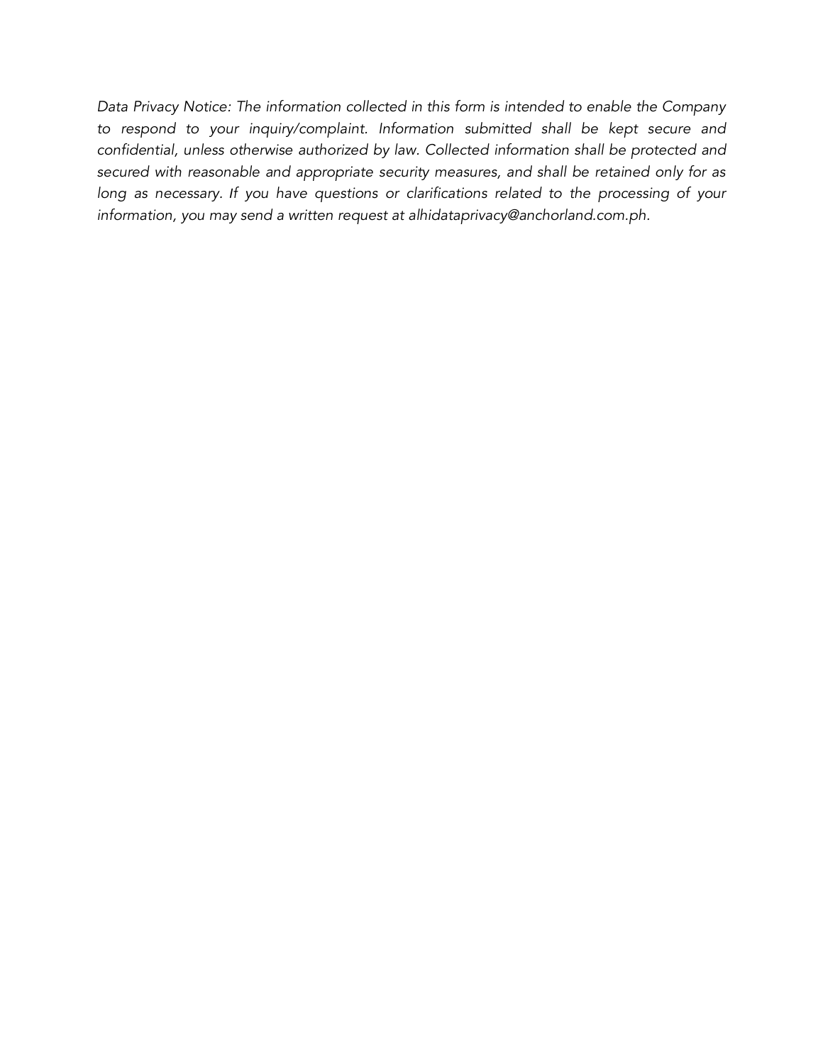*Data Privacy Notice: The information collected in this form is intended to enable the Company to respond to your inquiry/complaint. Information submitted shall be kept secure and confidential, unless otherwise authorized by law. Collected information shall be protected and secured with reasonable and appropriate security measures, and shall be retained only for as long as necessary. If you have questions or clarifications related to the processing of your information, you may send a written request at alhidataprivacy@anchorland.com.ph.*